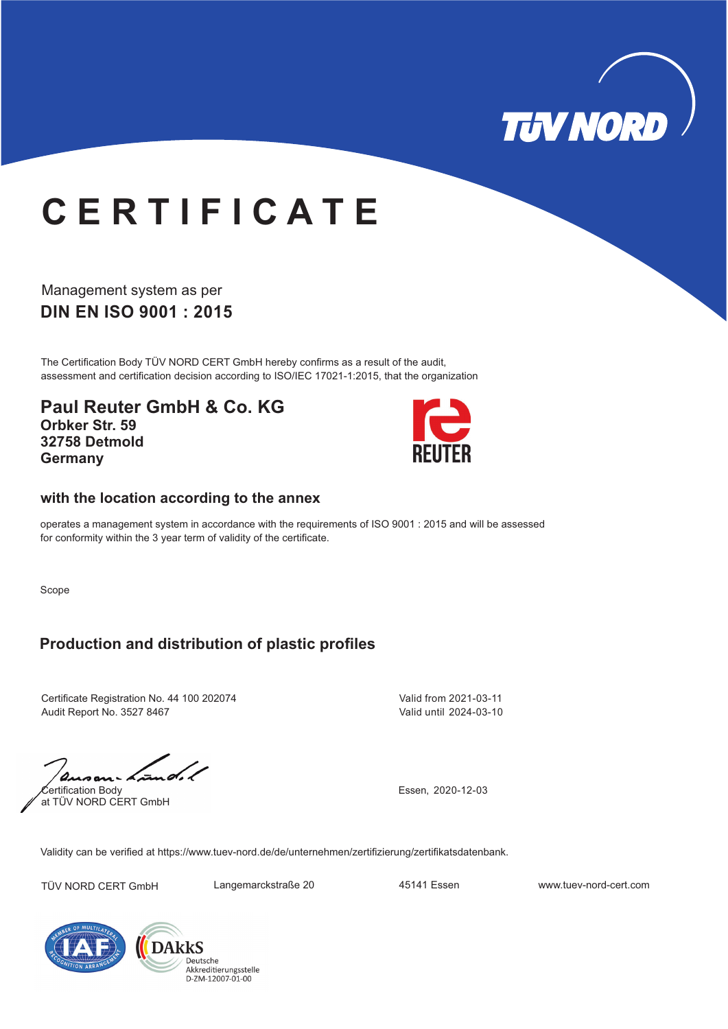# CERTIFICATE

Management system as per

**DIN EN ISO 9001 : 2015**

The Certification Body TÜV NORD CERT GmbH hereby confirms as a result of the audit, assessment and certification decision according to ISO/IEC 17021-1:2015, that the organization

**Paul Reuter GmbH & Co. KG**
**Orbker Str. 59**
**32758 Detmold**
**Germany**

**with the location according to the annex**

operates a management system in accordance with the requirements of ISO 9001 : 2015 and will be assessed for conformity within the 3 year term of validity of the certificate.

Scope

**Production and distribution of plastic profiles**

Certificate Registration No. 44 100 202074
Audit Report No. 3527 8467

Valid from 2021-03-11
Valid until 2024-03-10

Certification Body
at TÜV NORD CERT GmbH

Essen, 2020-12-03

Validity can be verified at https://www.tuev-nord.de/de/unternehmen/zertifizierung/zertifikatsdatenbank.

TÜV NORD CERT GmbH | Langemarckstraße 20 | 45141 Essen | www.tuev-nord-cert.com

DAkkS Deutsche Akkreditierungsstelle D-ZM-12007-01-00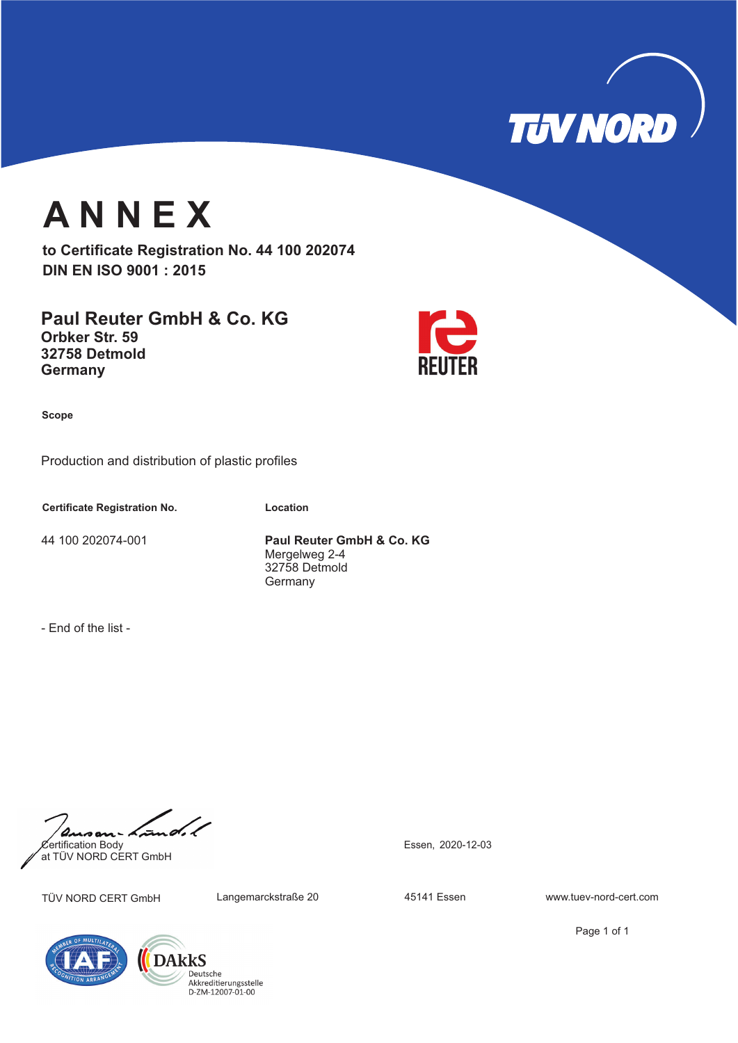# ANNEX

**to Certificate Registration No. 44 100 202074**
**DIN EN ISO 9001 : 2015**

## Paul Reuter GmbH & Co. KG

**Orbker Str. 59**
**32758 Detmold**
**Germany**

**Scope**

Production and distribution of plastic profiles

| Certificate Registration No. | Location |
|---|---|
| 44 100 202074-001 | **Paul Reuter GmbH & Co. KG**<br>Mergelweg 2-4<br>32758 Detmold<br>Germany |

- End of the list -

Certification Body
at TÜV NORD CERT GmbH

Essen, 2020-12-03

TÜV NORD CERT GmbH    Langemarckstraße 20    45141 Essen    www.tuev-nord-cert.com

DAkkS Deutsche Akkreditierungsstelle D-ZM-12007-01-00